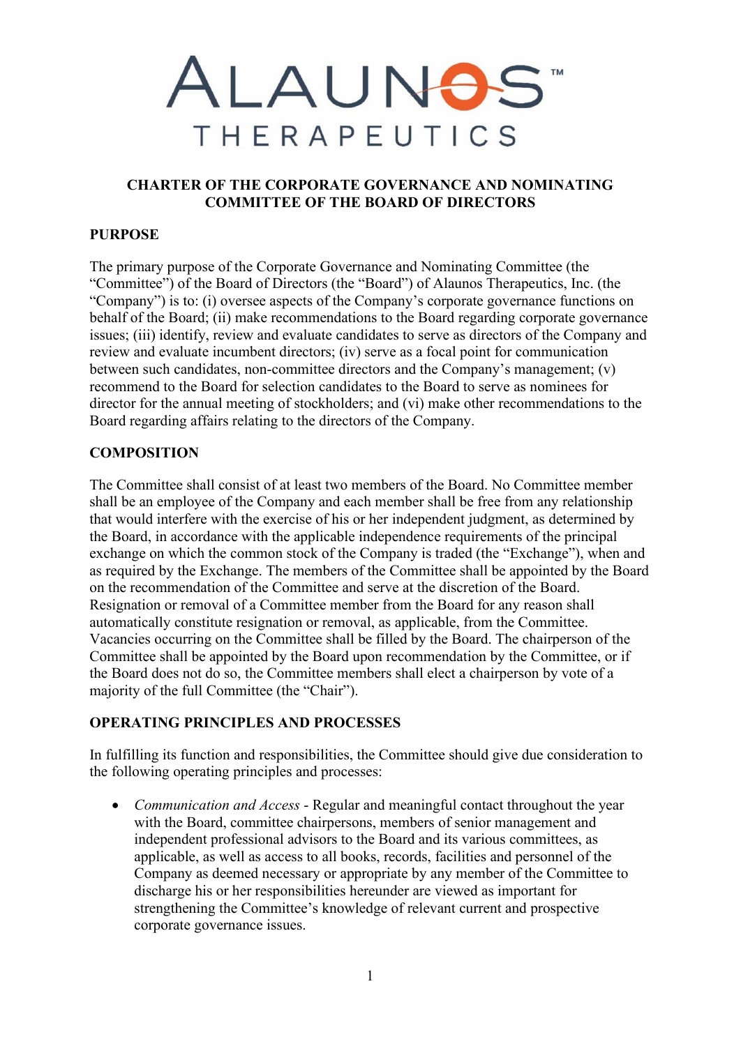# CHARTER OF THE CORPORATE GOVERNANCE AND NOMINATING COMMITTEE OF THE BOARD OF DIRECTORS

## PURPOSE

The primary purpose of the Corporate Governance and Nominating Committee (the "Committee") of the Board of Directors (the "Board") of Alaunos Therapeutics, Inc. (the "Company") is to: (i) oversee aspects of the Company's corporate governance functions on behalf of the Board; (ii) make recommendations to the Board regarding corporate governance issues; (iii) identify, review and evaluate candidates to serve as directors of the Company and review and evaluate incumbent directors; (iv) serve as a focal point for communication between such candidates, non-committee directors and the Company's management; (v) recommend to the Board for selection candidates to the Board to serve as nominees for director for the annual meeting of stockholders; and (vi) make other recommendations to the Board regarding affairs relating to the directors of the Company.

## COMPOSITION

The Committee shall consist of at least two members of the Board. No Committee member shall be an employee of the Company and each member shall be free from any relationship that would interfere with the exercise of his or her independent judgment, as determined by the Board, in accordance with the applicable independence requirements of the principal exchange on which the common stock of the Company is traded (the "Exchange"), when and as required by the Exchange. The members of the Committee shall be appointed by the Board on the recommendation of the Committee and serve at the discretion of the Board. Resignation or removal of a Committee member from the Board for any reason shall automatically constitute resignation or removal, as applicable, from the Committee. Vacancies occurring on the Committee shall be filled by the Board. The chairperson of the Committee shall be appointed by the Board upon recommendation by the Committee, or if the Board does not do so, the Committee members shall elect a chairperson by vote of a majority of the full Committee (the "Chair").

## OPERATING PRINCIPLES AND PROCESSES

In fulfilling its function and responsibilities, the Committee should give due consideration to the following operating principles and processes:

- *Communication and Access* - Regular and meaningful contact throughout the year with the Board, committee chairpersons, members of senior management and independent professional advisors to the Board and its various committees, as applicable, as well as access to all books, records, facilities and personnel of the Company as deemed necessary or appropriate by any member of the Committee to discharge his or her responsibilities hereunder are viewed as important for strengthening the Committee's knowledge of relevant current and prospective corporate governance issues.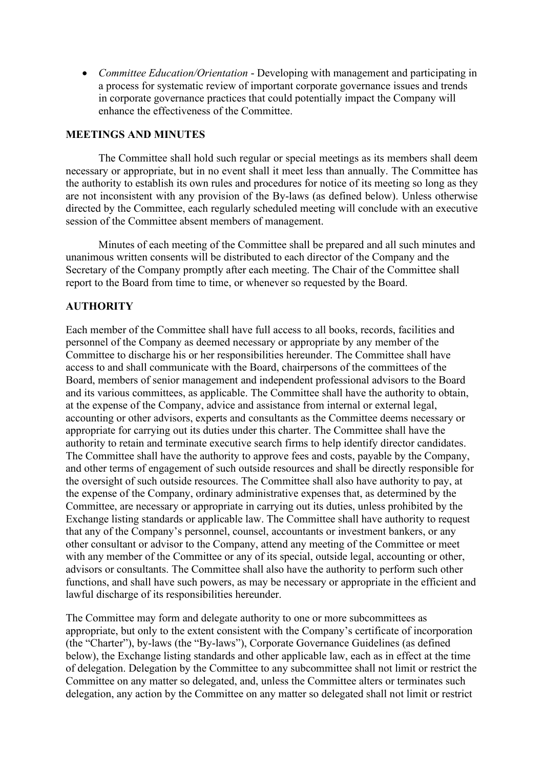- *Committee Education/Orientation* - Developing with management and participating in a process for systematic review of important corporate governance issues and trends in corporate governance practices that could potentially impact the Company will enhance the effectiveness of the Committee.

## MEETINGS AND MINUTES

The Committee shall hold such regular or special meetings as its members shall deem necessary or appropriate, but in no event shall it meet less than annually. The Committee has the authority to establish its own rules and procedures for notice of its meeting so long as they are not inconsistent with any provision of the By-laws (as defined below). Unless otherwise directed by the Committee, each regularly scheduled meeting will conclude with an executive session of the Committee absent members of management.

Minutes of each meeting of the Committee shall be prepared and all such minutes and unanimous written consents will be distributed to each director of the Company and the Secretary of the Company promptly after each meeting. The Chair of the Committee shall report to the Board from time to time, or whenever so requested by the Board.

## AUTHORITY

Each member of the Committee shall have full access to all books, records, facilities and personnel of the Company as deemed necessary or appropriate by any member of the Committee to discharge his or her responsibilities hereunder. The Committee shall have access to and shall communicate with the Board, chairpersons of the committees of the Board, members of senior management and independent professional advisors to the Board and its various committees, as applicable. The Committee shall have the authority to obtain, at the expense of the Company, advice and assistance from internal or external legal, accounting or other advisors, experts and consultants as the Committee deems necessary or appropriate for carrying out its duties under this charter. The Committee shall have the authority to retain and terminate executive search firms to help identify director candidates. The Committee shall have the authority to approve fees and costs, payable by the Company, and other terms of engagement of such outside resources and shall be directly responsible for the oversight of such outside resources. The Committee shall also have authority to pay, at the expense of the Company, ordinary administrative expenses that, as determined by the Committee, are necessary or appropriate in carrying out its duties, unless prohibited by the Exchange listing standards or applicable law. The Committee shall have authority to request that any of the Company's personnel, counsel, accountants or investment bankers, or any other consultant or advisor to the Company, attend any meeting of the Committee or meet with any member of the Committee or any of its special, outside legal, accounting or other, advisors or consultants. The Committee shall also have the authority to perform such other functions, and shall have such powers, as may be necessary or appropriate in the efficient and lawful discharge of its responsibilities hereunder.

The Committee may form and delegate authority to one or more subcommittees as appropriate, but only to the extent consistent with the Company's certificate of incorporation (the "Charter"), by-laws (the "By-laws"), Corporate Governance Guidelines (as defined below), the Exchange listing standards and other applicable law, each as in effect at the time of delegation. Delegation by the Committee to any subcommittee shall not limit or restrict the Committee on any matter so delegated, and, unless the Committee alters or terminates such delegation, any action by the Committee on any matter so delegated shall not limit or restrict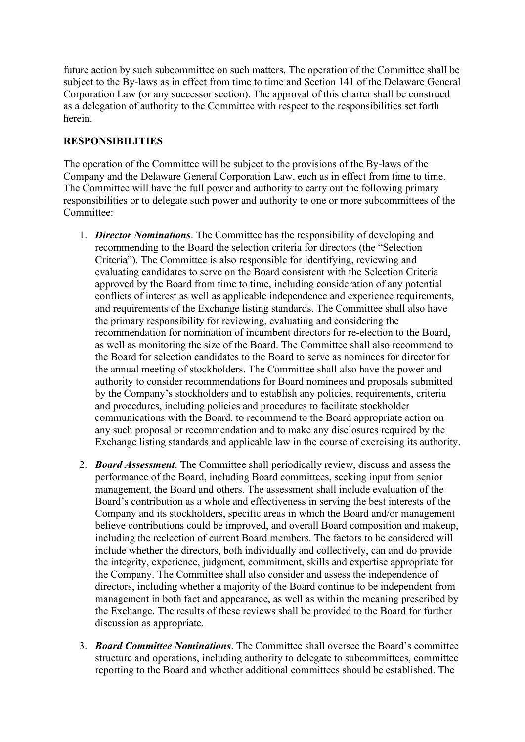future action by such subcommittee on such matters. The operation of the Committee shall be subject to the By-laws as in effect from time to time and Section 141 of the Delaware General Corporation Law (or any successor section). The approval of this charter shall be construed as a delegation of authority to the Committee with respect to the responsibilities set forth herein.

**RESPONSIBILITIES**

The operation of the Committee will be subject to the provisions of the By-laws of the Company and the Delaware General Corporation Law, each as in effect from time to time. The Committee will have the full power and authority to carry out the following primary responsibilities or to delegate such power and authority to one or more subcommittees of the Committee:

1. ***Director Nominations***. The Committee has the responsibility of developing and recommending to the Board the selection criteria for directors (the "Selection Criteria"). The Committee is also responsible for identifying, reviewing and evaluating candidates to serve on the Board consistent with the Selection Criteria approved by the Board from time to time, including consideration of any potential conflicts of interest as well as applicable independence and experience requirements, and requirements of the Exchange listing standards. The Committee shall also have the primary responsibility for reviewing, evaluating and considering the recommendation for nomination of incumbent directors for re-election to the Board, as well as monitoring the size of the Board. The Committee shall also recommend to the Board for selection candidates to the Board to serve as nominees for director for the annual meeting of stockholders. The Committee shall also have the power and authority to consider recommendations for Board nominees and proposals submitted by the Company's stockholders and to establish any policies, requirements, criteria and procedures, including policies and procedures to facilitate stockholder communications with the Board, to recommend to the Board appropriate action on any such proposal or recommendation and to make any disclosures required by the Exchange listing standards and applicable law in the course of exercising its authority.

2. ***Board Assessment***. The Committee shall periodically review, discuss and assess the performance of the Board, including Board committees, seeking input from senior management, the Board and others. The assessment shall include evaluation of the Board's contribution as a whole and effectiveness in serving the best interests of the Company and its stockholders, specific areas in which the Board and/or management believe contributions could be improved, and overall Board composition and makeup, including the reelection of current Board members. The factors to be considered will include whether the directors, both individually and collectively, can and do provide the integrity, experience, judgment, commitment, skills and expertise appropriate for the Company. The Committee shall also consider and assess the independence of directors, including whether a majority of the Board continue to be independent from management in both fact and appearance, as well as within the meaning prescribed by the Exchange. The results of these reviews shall be provided to the Board for further discussion as appropriate.

3. ***Board Committee Nominations***. The Committee shall oversee the Board's committee structure and operations, including authority to delegate to subcommittees, committee reporting to the Board and whether additional committees should be established. The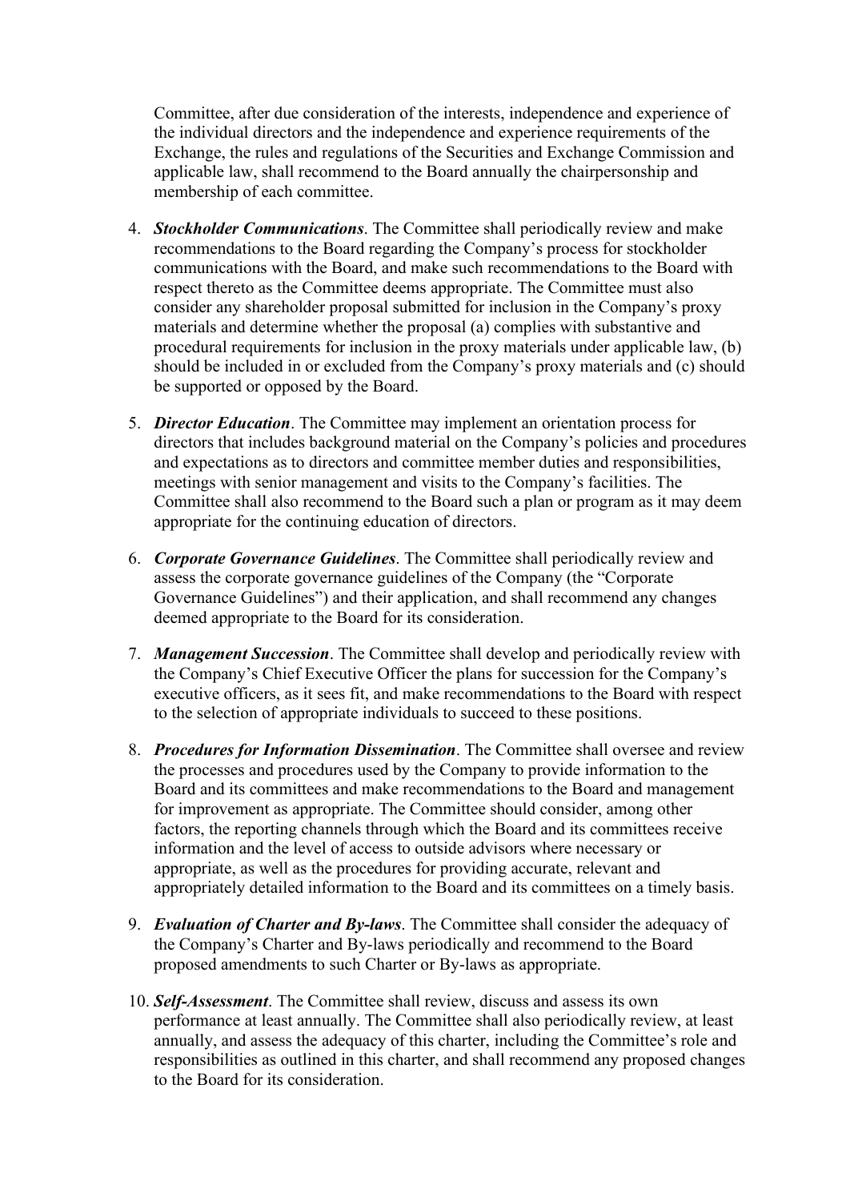Committee, after due consideration of the interests, independence and experience of the individual directors and the independence and experience requirements of the Exchange, the rules and regulations of the Securities and Exchange Commission and applicable law, shall recommend to the Board annually the chairpersonship and membership of each committee.

4. ***Stockholder Communications***. The Committee shall periodically review and make recommendations to the Board regarding the Company's process for stockholder communications with the Board, and make such recommendations to the Board with respect thereto as the Committee deems appropriate. The Committee must also consider any shareholder proposal submitted for inclusion in the Company's proxy materials and determine whether the proposal (a) complies with substantive and procedural requirements for inclusion in the proxy materials under applicable law, (b) should be included in or excluded from the Company's proxy materials and (c) should be supported or opposed by the Board.

5. ***Director Education***. The Committee may implement an orientation process for directors that includes background material on the Company's policies and procedures and expectations as to directors and committee member duties and responsibilities, meetings with senior management and visits to the Company's facilities. The Committee shall also recommend to the Board such a plan or program as it may deem appropriate for the continuing education of directors.

6. ***Corporate Governance Guidelines***. The Committee shall periodically review and assess the corporate governance guidelines of the Company (the "Corporate Governance Guidelines") and their application, and shall recommend any changes deemed appropriate to the Board for its consideration.

7. ***Management Succession***. The Committee shall develop and periodically review with the Company's Chief Executive Officer the plans for succession for the Company's executive officers, as it sees fit, and make recommendations to the Board with respect to the selection of appropriate individuals to succeed to these positions.

8. ***Procedures for Information Dissemination***. The Committee shall oversee and review the processes and procedures used by the Company to provide information to the Board and its committees and make recommendations to the Board and management for improvement as appropriate. The Committee should consider, among other factors, the reporting channels through which the Board and its committees receive information and the level of access to outside advisors where necessary or appropriate, as well as the procedures for providing accurate, relevant and appropriately detailed information to the Board and its committees on a timely basis.

9. ***Evaluation of Charter and By-laws***. The Committee shall consider the adequacy of the Company's Charter and By-laws periodically and recommend to the Board proposed amendments to such Charter or By-laws as appropriate.

10. ***Self-Assessment***. The Committee shall review, discuss and assess its own performance at least annually. The Committee shall also periodically review, at least annually, and assess the adequacy of this charter, including the Committee's role and responsibilities as outlined in this charter, and shall recommend any proposed changes to the Board for its consideration.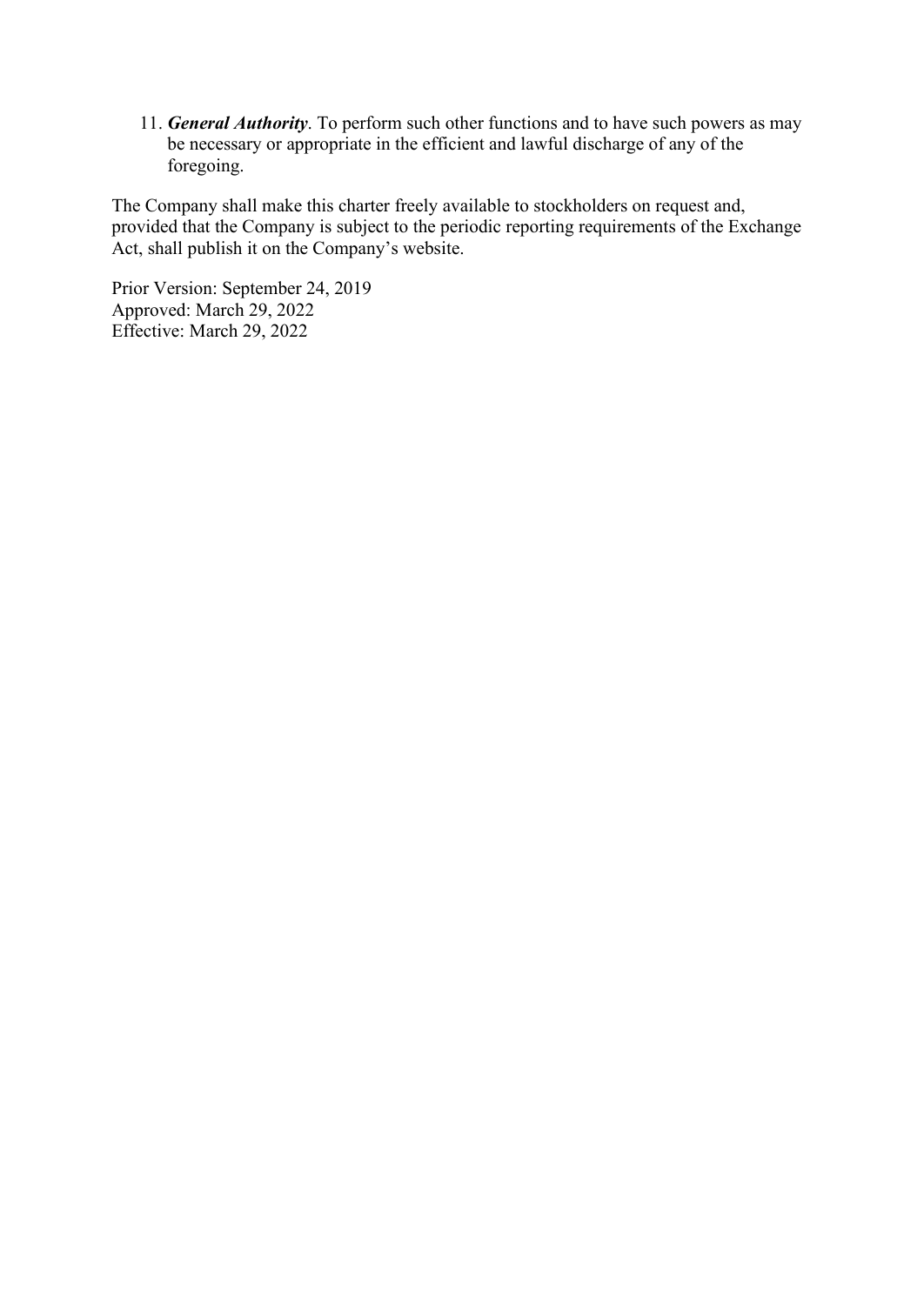11. ***General Authority***. To perform such other functions and to have such powers as may be necessary or appropriate in the efficient and lawful discharge of any of the foregoing.

The Company shall make this charter freely available to stockholders on request and, provided that the Company is subject to the periodic reporting requirements of the Exchange Act, shall publish it on the Company's website.

Prior Version: September 24, 2019
Approved: March 29, 2022
Effective: March 29, 2022